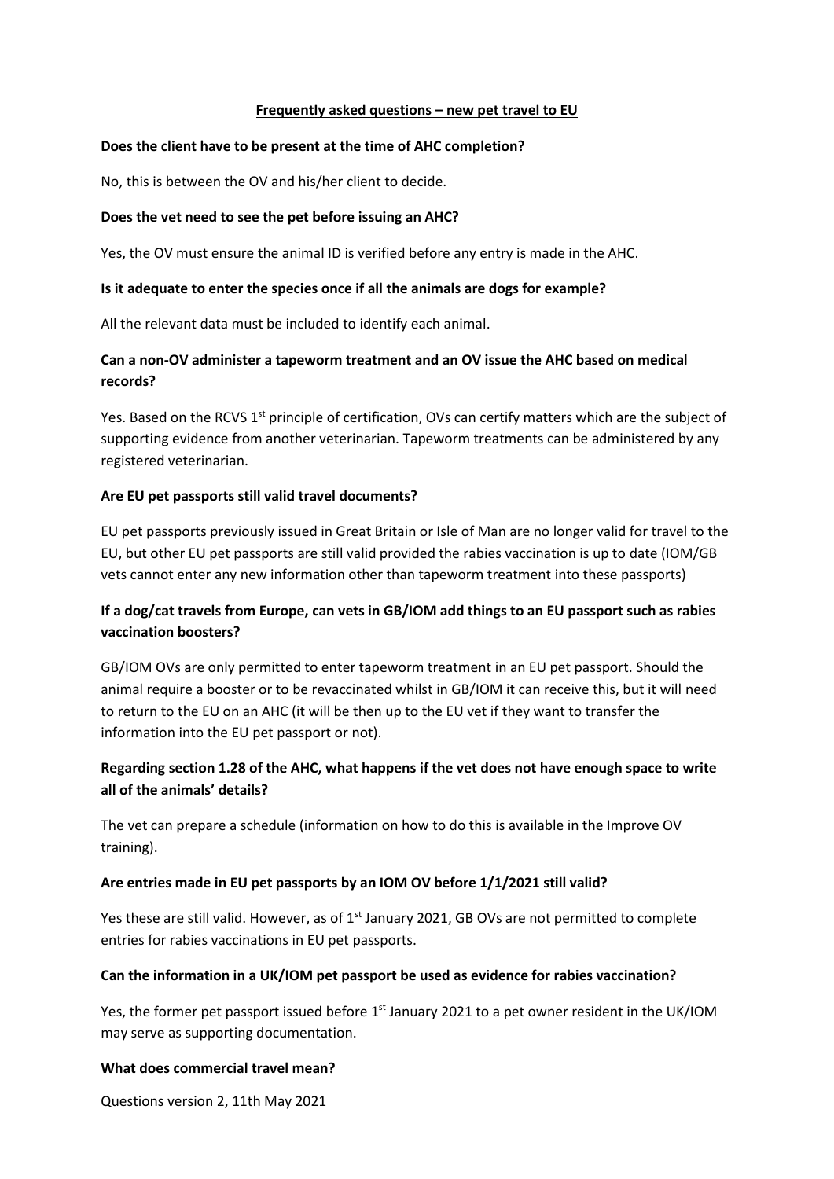**Frequently asked questions – new pet travel to EU**

**Does the client have to be present at the time of AHC completion?**

No, this is between the OV and his/her client to decide.

**Does the vet need to see the pet before issuing an AHC?**

Yes, the OV must ensure the animal ID is verified before any entry is made in the AHC.

**Is it adequate to enter the species once if all the animals are dogs for example?**

All the relevant data must be included to identify each animal.

**Can a non-OV administer a tapeworm treatment and an OV issue the AHC based on medical records?**

Yes. Based on the RCVS 1st principle of certification, OVs can certify matters which are the subject of supporting evidence from another veterinarian. Tapeworm treatments can be administered by any registered veterinarian.

**Are EU pet passports still valid travel documents?**

EU pet passports previously issued in Great Britain or Isle of Man are no longer valid for travel to the EU, but other EU pet passports are still valid provided the rabies vaccination is up to date (IOM/GB vets cannot enter any new information other than tapeworm treatment into these passports)

**If a dog/cat travels from Europe, can vets in GB/IOM add things to an EU passport such as rabies vaccination boosters?**

GB/IOM OVs are only permitted to enter tapeworm treatment in an EU pet passport. Should the animal require a booster or to be revaccinated whilst in GB/IOM it can receive this, but it will need to return to the EU on an AHC (it will be then up to the EU vet if they want to transfer the information into the EU pet passport or not).

**Regarding section 1.28 of the AHC, what happens if the vet does not have enough space to write all of the animals' details?**

The vet can prepare a schedule (information on how to do this is available in the Improve OV training).

**Are entries made in EU pet passports by an IOM OV before 1/1/2021 still valid?**

Yes these are still valid. However, as of 1st January 2021, GB OVs are not permitted to complete entries for rabies vaccinations in EU pet passports.

**Can the information in a UK/IOM pet passport be used as evidence for rabies vaccination?**

Yes, the former pet passport issued before 1st January 2021 to a pet owner resident in the UK/IOM may serve as supporting documentation.

**What does commercial travel mean?**

Questions version 2, 11th May 2021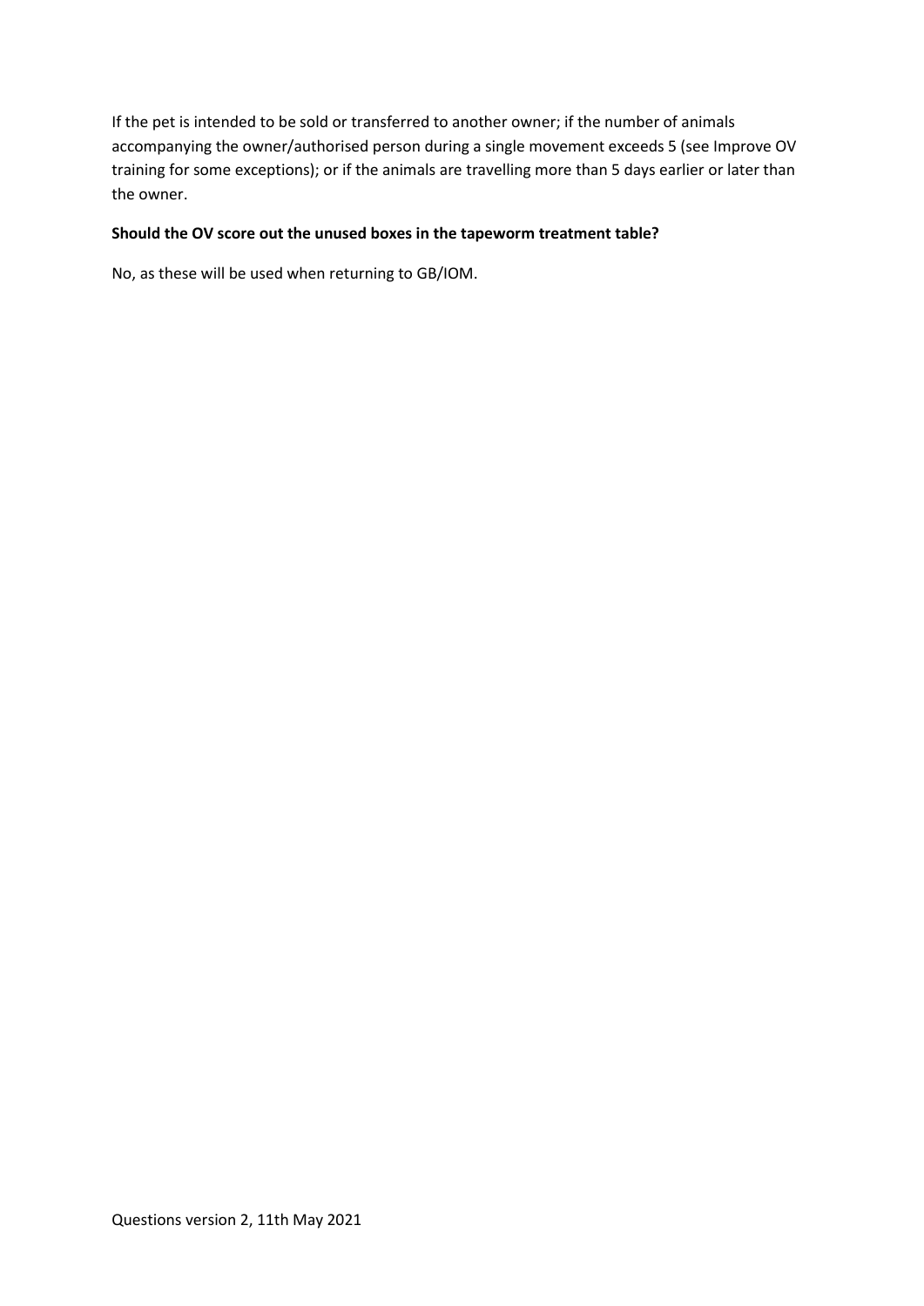If the pet is intended to be sold or transferred to another owner; if the number of animals accompanying the owner/authorised person during a single movement exceeds 5 (see Improve OV training for some exceptions); or if the animals are travelling more than 5 days earlier or later than the owner.

**Should the OV score out the unused boxes in the tapeworm treatment table?**

No, as these will be used when returning to GB/IOM.

Questions version 2, 11th May 2021